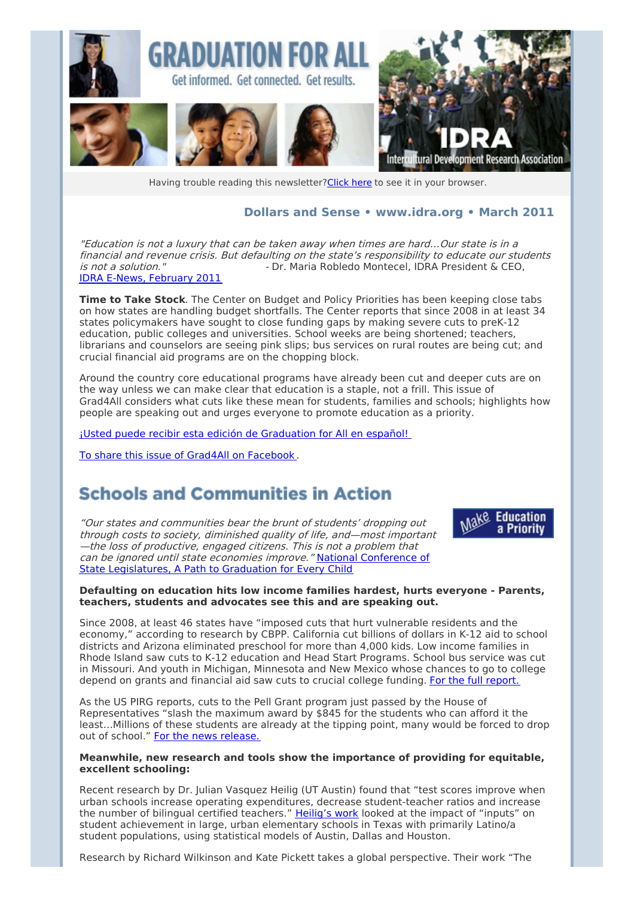# GRADUATION FOR ALL

Get informed. Get connected. Get results.

IDRA Intercultural Development Research Association

Having trouble reading this newsletter? Click here to see it in your browser.

### Dollars and Sense • www.idra.org • March 2011

*"Education is not a luxury that can be taken away when times are hard...Our state is in a financial and revenue crisis. But defaulting on the state's responsibility to educate our students is not a solution."* - Dr. Maria Robledo Montecel, IDRA President & CEO, IDRA E-News, February 2011

**Time to Take Stock**. The Center on Budget and Policy Priorities has been keeping close tabs on how states are handling budget shortfalls. The Center reports that since 2008 in at least 34 states policymakers have sought to close funding gaps by making severe cuts to preK-12 education, public colleges and universities. School weeks are being shortened; teachers, librarians and counselors are seeing pink slips; bus services on rural routes are being cut; and crucial financial aid programs are on the chopping block.

Around the country core educational programs have already been cut and deeper cuts are on the way unless we can make clear that education is a staple, not a frill. This issue of Grad4All considers what cuts like these mean for students, families and schools; highlights how people are speaking out and urges everyone to promote education as a priority.

¡Usted puede recibir esta edición de Graduation for All en español!

To share this issue of Grad4All on Facebook.

## Schools and Communities in Action

Make Education a Priority

*"Our states and communities bear the brunt of students' dropping out through costs to society, diminished quality of life, and—most important—the loss of productive, engaged citizens. This is not a problem that can be ignored until state economies improve."* National Conference of State Legislatures, A Path to Graduation for Every Child

**Defaulting on education hits low income families hardest, hurts everyone - Parents, teachers, students and advocates see this and are speaking out.**

Since 2008, at least 46 states have "imposed cuts that hurt vulnerable residents and the economy," according to research by CBPP. California cut billions of dollars in K-12 aid to school districts and Arizona eliminated preschool for more than 4,000 kids. Low income families in Rhode Island saw cuts to K-12 education and Head Start Programs. School bus service was cut in Missouri. And youth in Michigan, Minnesota and New Mexico whose chances to go to college depend on grants and financial aid saw cuts to crucial college funding. For the full report.

As the US PIRG reports, cuts to the Pell Grant program just passed by the House of Representatives "slash the maximum award by $845 for the students who can afford it the least...Millions of these students are already at the tipping point, many would be forced to drop out of school." For the news release.

**Meanwhile, new research and tools show the importance of providing for equitable, excellent schooling:**

Recent research by Dr. Julian Vasquez Heilig (UT Austin) found that "test scores improve when urban schools increase operating expenditures, decrease student-teacher ratios and increase the number of bilingual certified teachers." Heilig's work looked at the impact of "inputs" on student achievement in large, urban elementary schools in Texas with primarily Latino/a student populations, using statistical models of Austin, Dallas and Houston.

Research by Richard Wilkinson and Kate Pickett takes a global perspective. Their work "The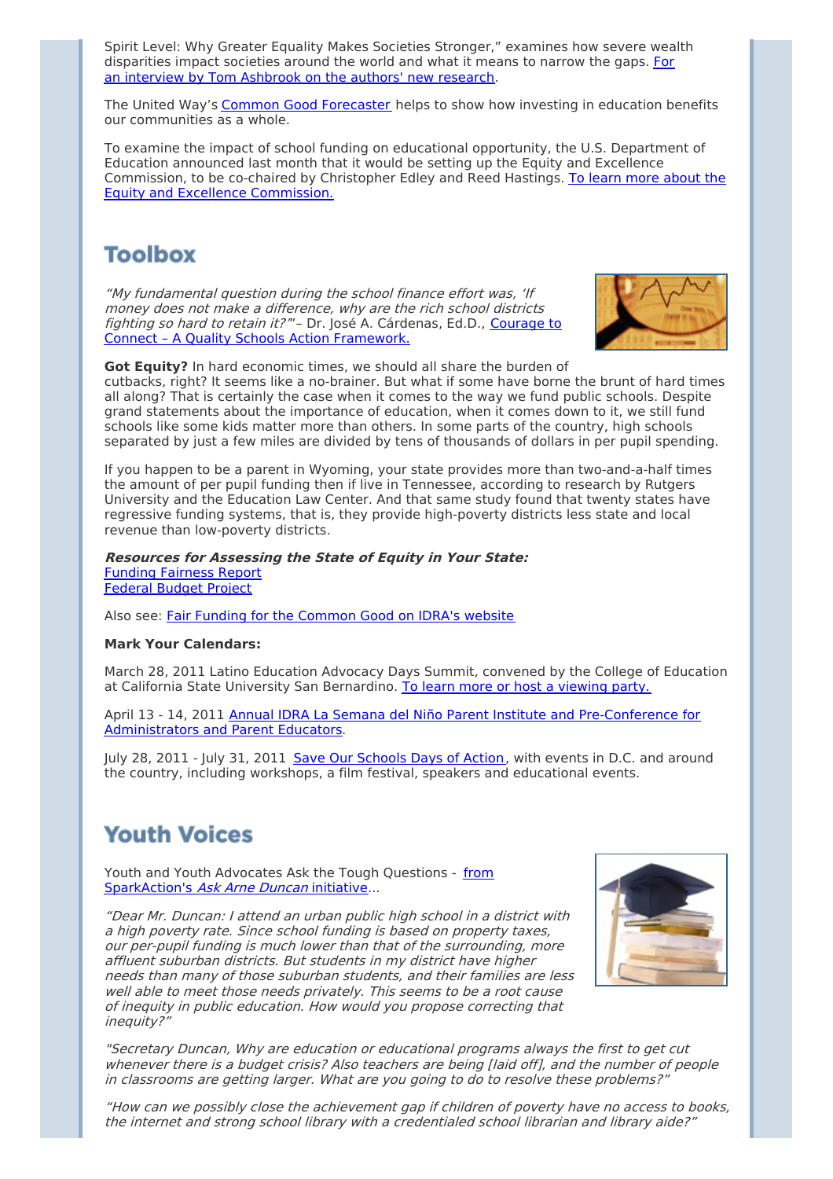Spirit Level: Why Greater Equality Makes Societies Stronger," examines how severe wealth disparities impact societies around the world and what it means to narrow the gaps. For an interview by Tom Ashbrook on the authors' new research.

The United Way's Common Good Forecaster helps to show how investing in education benefits our communities as a whole.

To examine the impact of school funding on educational opportunity, the U.S. Department of Education announced last month that it would be setting up the Equity and Excellence Commission, to be co-chaired by Christopher Edley and Reed Hastings. To learn more about the Equity and Excellence Commission.

## Toolbox

*"My fundamental question during the school finance effort was, 'If money does not make a difference, why are the rich school districts fighting so hard to retain it?'"* – Dr. José A. Cárdenas, Ed.D., Courage to Connect – A Quality Schools Action Framework.

**Got Equity?** In hard economic times, we should all share the burden of cutbacks, right? It seems like a no-brainer. But what if some have borne the brunt of hard times all along? That is certainly the case when it comes to the way we fund public schools. Despite grand statements about the importance of education, when it comes down to it, we still fund schools like some kids matter more than others. In some parts of the country, high schools separated by just a few miles are divided by tens of thousands of dollars in per pupil spending.

If you happen to be a parent in Wyoming, your state provides more than two-and-a-half times the amount of per pupil funding then if live in Tennessee, according to research by Rutgers University and the Education Law Center. And that same study found that twenty states have regressive funding systems, that is, they provide high-poverty districts less state and local revenue than low-poverty districts.

***Resources for Assessing the State of Equity in Your State:***
Funding Fairness Report
Federal Budget Project

Also see: Fair Funding for the Common Good on IDRA's website

**Mark Your Calendars:**

March 28, 2011 Latino Education Advocacy Days Summit, convened by the College of Education at California State University San Bernardino. To learn more or host a viewing party.

April 13 - 14, 2011 Annual IDRA La Semana del Niño Parent Institute and Pre-Conference for Administrators and Parent Educators.

July 28, 2011 - July 31, 2011 Save Our Schools Days of Action, with events in D.C. and around the country, including workshops, a film festival, speakers and educational events.

## Youth Voices

Youth and Youth Advocates Ask the Tough Questions - from SparkAction's *Ask Arne Duncan* initiative...

*"Dear Mr. Duncan: I attend an urban public high school in a district with a high poverty rate. Since school funding is based on property taxes, our per-pupil funding is much lower than that of the surrounding, more affluent suburban districts. But students in my district have higher needs than many of those suburban students, and their families are less well able to meet those needs privately. This seems to be a root cause of inequity in public education. How would you propose correcting that inequity?"*

*"Secretary Duncan, Why are education or educational programs always the first to get cut whenever there is a budget crisis? Also teachers are being [laid off], and the number of people in classrooms are getting larger. What are you going to do to resolve these problems?"*

*"How can we possibly close the achievement gap if children of poverty have no access to books, the internet and strong school library with a credentialed school librarian and library aide?"*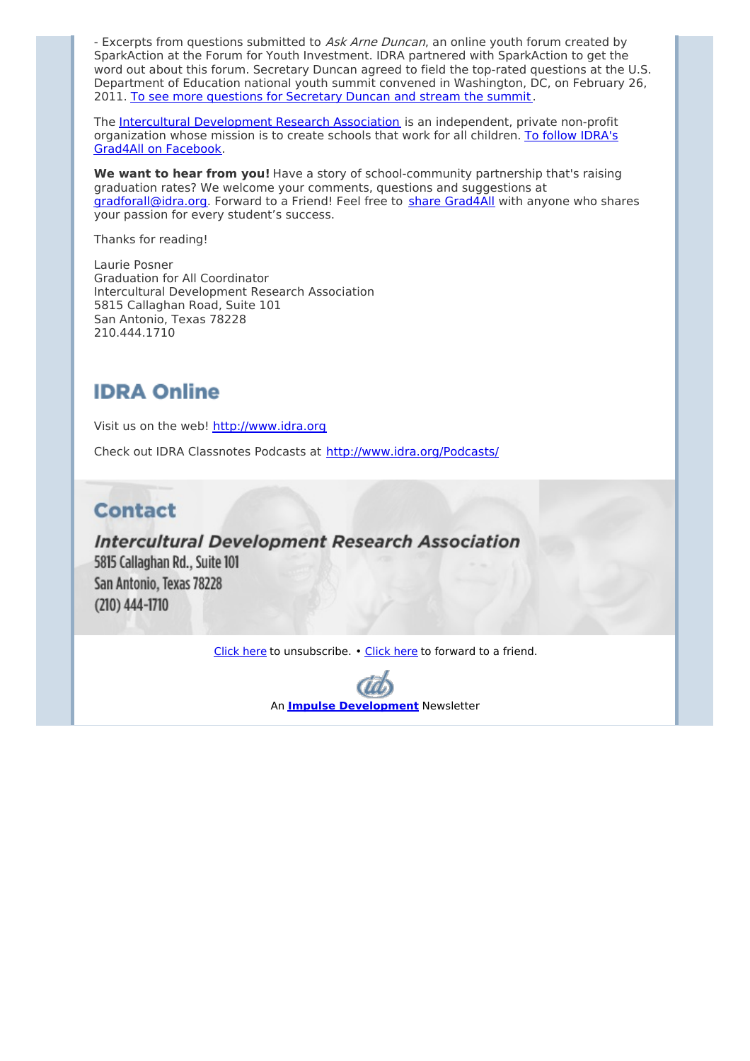- Excerpts from questions submitted to *Ask Arne Duncan*, an online youth forum created by SparkAction at the Forum for Youth Investment. IDRA partnered with SparkAction to get the word out about this forum. Secretary Duncan agreed to field the top-rated questions at the U.S. Department of Education national youth summit convened in Washington, DC, on February 26, 2011. To see more questions for Secretary Duncan and stream the summit.

The Intercultural Development Research Association is an independent, private non-profit organization whose mission is to create schools that work for all children. To follow IDRA's Grad4All on Facebook.

**We want to hear from you!** Have a story of school-community partnership that's raising graduation rates? We welcome your comments, questions and suggestions at gradforall@idra.org. Forward to a Friend! Feel free to share Grad4All with anyone who shares your passion for every student's success.

Thanks for reading!

Laurie Posner
Graduation for All Coordinator
Intercultural Development Research Association
5815 Callaghan Road, Suite 101
San Antonio, Texas 78228
210.444.1710

## IDRA Online

Visit us on the web! http://www.idra.org

Check out IDRA Classnotes Podcasts at http://www.idra.org/Podcasts/

## Contact

***Intercultural Development Research Association***
5815 Callaghan Rd., Suite 101
San Antonio, Texas 78228
(210) 444-1710

Click here to unsubscribe. • Click here to forward to a friend.

An **Impulse Development** Newsletter